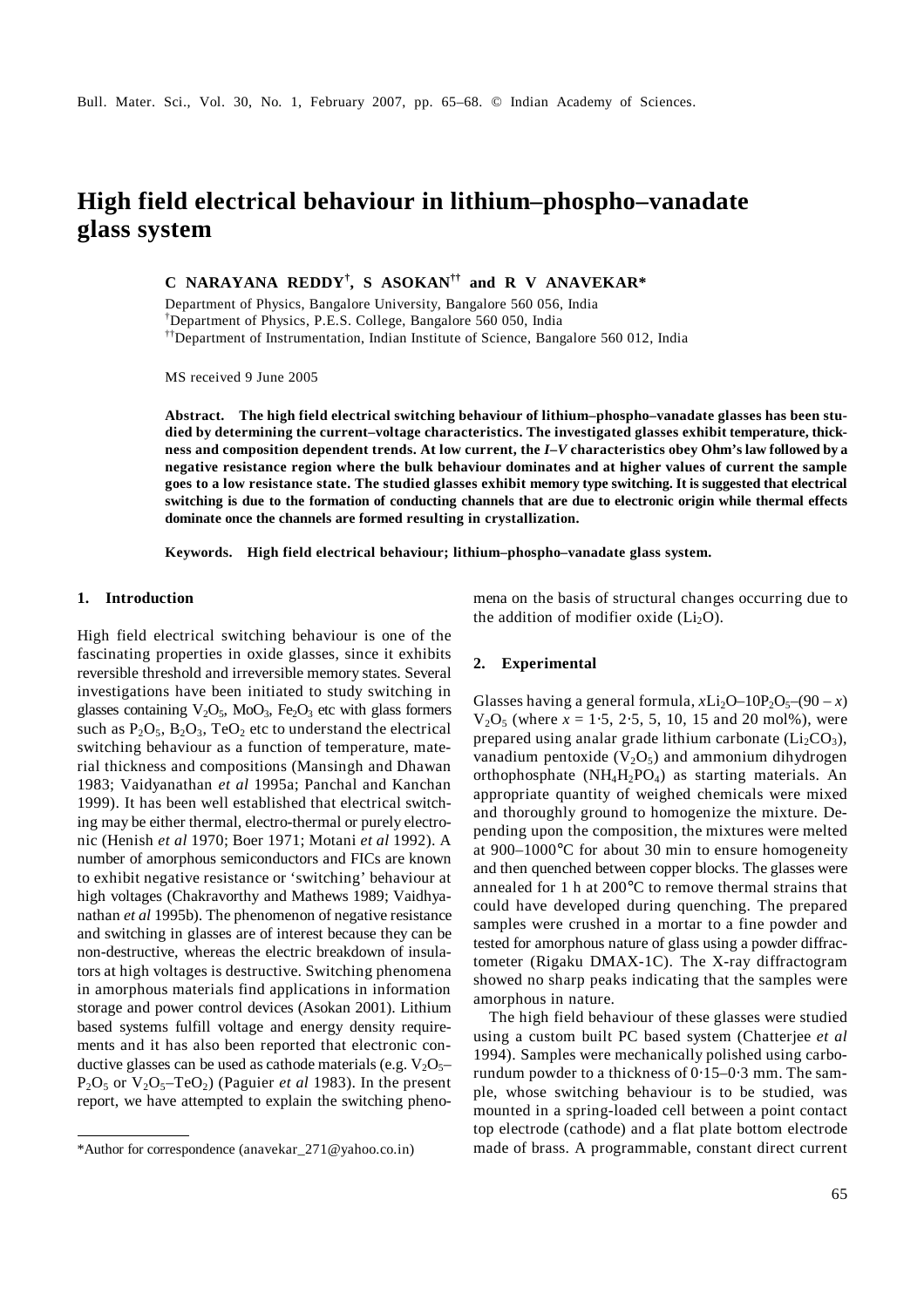# High field electrical behaviour in lithium–phospho–vanadate glass system

**C NARAYANA REDDY[†], S ASOKAN[††] and R V ANAVEKAR***

Department of Physics, Bangalore University, Bangalore 560 056, India
[†]Department of Physics, P.E.S. College, Bangalore 560 050, India
[††]Department of Instrumentation, Indian Institute of Science, Bangalore 560 012, India

MS received 9 June 2005

**Abstract. The high field electrical switching behaviour of lithium–phospho–vanadate glasses has been studied by determining the current–voltage characteristics. The investigated glasses exhibit temperature, thickness and composition dependent trends. At low current, the *I–V* characteristics obey Ohm's law followed by a negative resistance region where the bulk behaviour dominates and at higher values of current the sample goes to a low resistance state. The studied glasses exhibit memory type switching. It is suggested that electrical switching is due to the formation of conducting channels that are due to electronic origin while thermal effects dominate once the channels are formed resulting in crystallization.**

**Keywords. High field electrical behaviour; lithium–phospho–vanadate glass system.**

## 1. Introduction

High field electrical switching behaviour is one of the fascinating properties in oxide glasses, since it exhibits reversible threshold and irreversible memory states. Several investigations have been initiated to study switching in glasses containing $V_2O_5$, $MoO_3$, $Fe_2O_3$ etc with glass formers such as $P_2O_5$, $B_2O_3$, $TeO_2$ etc to understand the electrical switching behaviour as a function of temperature, material thickness and compositions (Mansingh and Dhawan 1983; Vaidyanathan *et al* 1995a; Panchal and Kanchan 1999). It has been well established that electrical switching may be either thermal, electro-thermal or purely electronic (Henish *et al* 1970; Boer 1971; Motani *et al* 1992). A number of amorphous semiconductors and FICs are known to exhibit negative resistance or 'switching' behaviour at high voltages (Chakravorthy and Mathews 1989; Vaidhyanathan *et al* 1995b). The phenomenon of negative resistance and switching in glasses are of interest because they can be non-destructive, whereas the electric breakdown of insulators at high voltages is destructive. Switching phenomena in amorphous materials find applications in information storage and power control devices (Asokan 2001). Lithium based systems fulfill voltage and energy density requirements and it has also been reported that electronic conductive glasses can be used as cathode materials (e.g. $V_2O_5$–$P_2O_5$ or $V_2O_5$–$TeO_2$) (Paguier *et al* 1983). In the present report, we have attempted to explain the switching phenomena on the basis of structural changes occurring due to the addition of modifier oxide ($Li_2O$).

## 2. Experimental

Glasses having a general formula, $x$Li$_2$O–10P$_2$O$_5$–$(90 - x)$ V$_2$O$_5$ (where $x$ = 1·5, 2·5, 5, 10, 15 and 20 mol%), were prepared using analar grade lithium carbonate ($Li_2CO_3$), vanadium pentoxide ($V_2O_5$) and ammonium dihydrogen orthophosphate ($NH_4H_2PO_4$) as starting materials. An appropriate quantity of weighed chemicals were mixed and thoroughly ground to homogenize the mixture. Depending upon the composition, the mixtures were melted at 900–1000°C for about 30 min to ensure homogeneity and then quenched between copper blocks. The glasses were annealed for 1 h at 200°C to remove thermal strains that could have developed during quenching. The prepared samples were crushed in a mortar to a fine powder and tested for amorphous nature of glass using a powder diffractometer (Rigaku DMAX-1C). The X-ray diffractogram showed no sharp peaks indicating that the samples were amorphous in nature.

The high field behaviour of these glasses were studied using a custom built PC based system (Chatterjee *et al* 1994). Samples were mechanically polished using carborundum powder to a thickness of 0·15–0·3 mm. The sample, whose switching behaviour is to be studied, was mounted in a spring-loaded cell between a point contact top electrode (cathode) and a flat plate bottom electrode made of brass. A programmable, constant direct current

*Author for correspondence (anavekar_271@yahoo.co.in)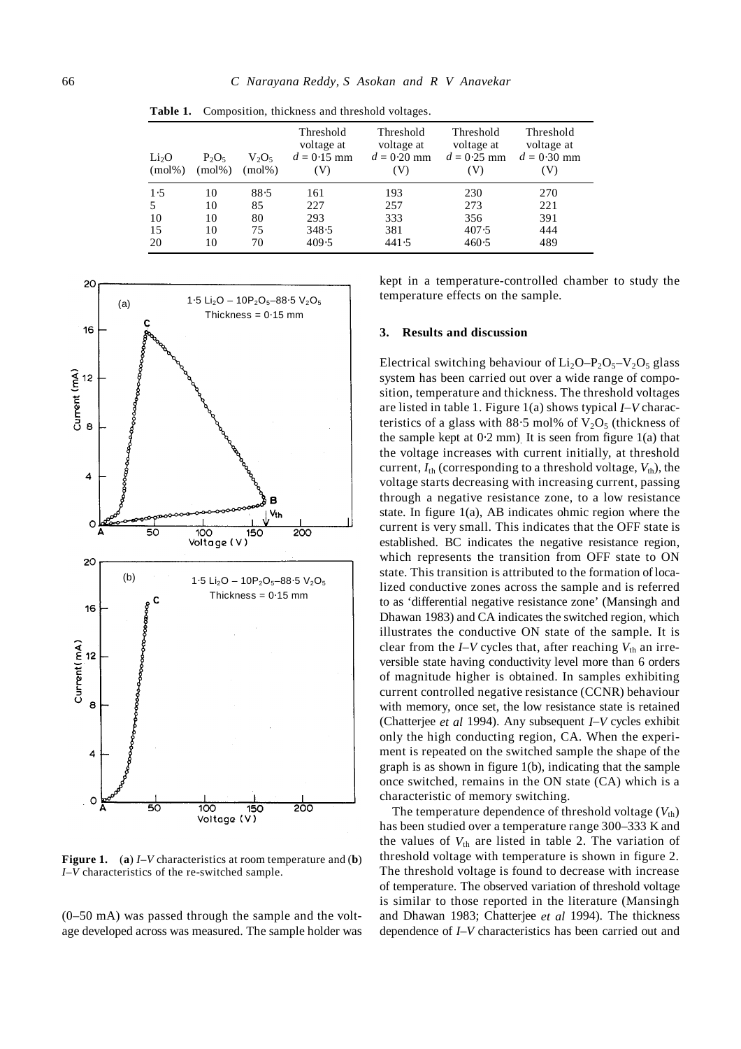**Table 1.** Composition, thickness and threshold voltages.

| $Li_2O$ (mol%) | $P_2O_5$ (mol%) | $V_2O_5$ (mol%) | Threshold voltage at $d = 0{\cdot}15$ mm (V) | Threshold voltage at $d = 0{\cdot}20$ mm (V) | Threshold voltage at $d = 0{\cdot}25$ mm (V) | Threshold voltage at $d = 0{\cdot}30$ mm (V) |
|---|---|---|---|---|---|---|
| 1·5 | 10 | 88·5 | 161 | 193 | 230 | 270 |
| 5 | 10 | 85 | 227 | 257 | 273 | 221 |
| 10 | 10 | 80 | 293 | 333 | 356 | 391 |
| 15 | 10 | 75 | 348·5 | 381 | 407·5 | 444 |
| 20 | 10 | 70 | 409·5 | 441·5 | 460·5 | 489 |

**Figure 1.** (**a**) *I–V* characteristics at room temperature and (**b**) *I–V* characteristics of the re-switched sample.

(0–50 mA) was passed through the sample and the voltage developed across was measured. The sample holder was kept in a temperature-controlled chamber to study the temperature effects on the sample.

## 3. Results and discussion

Electrical switching behaviour of $Li_2O$–$P_2O_5$–$V_2O_5$ glass system has been carried out over a wide range of composition, temperature and thickness. The threshold voltages are listed in table 1. Figure 1(a) shows typical *I–V* characteristics of a glass with 88·5 mol% of $V_2O_5$ (thickness of the sample kept at 0·2 mm). It is seen from figure 1(a) that the voltage increases with current initially, at threshold current, $I_{th}$ (corresponding to a threshold voltage, $V_{th}$), the voltage starts decreasing with increasing current, passing through a negative resistance zone, to a low resistance state. In figure 1(a), AB indicates ohmic region where the current is very small. This indicates that the OFF state is established. BC indicates the negative resistance region, which represents the transition from OFF state to ON state. This transition is attributed to the formation of localized conductive zones across the sample and is referred to as 'differential negative resistance zone' (Mansingh and Dhawan 1983) and CA indicates the switched region, which illustrates the conductive ON state of the sample. It is clear from the *I–V* cycles that, after reaching $V_{th}$ an irreversible state having conductivity level more than 6 orders of magnitude higher is obtained. In samples exhibiting current controlled negative resistance (CCNR) behaviour with memory, once set, the low resistance state is retained (Chatterjee *et al* 1994). Any subsequent *I–V* cycles exhibit only the high conducting region, CA. When the experiment is repeated on the switched sample the shape of the graph is as shown in figure 1(b), indicating that the sample once switched, remains in the ON state (CA) which is a characteristic of memory switching.

The temperature dependence of threshold voltage ($V_{th}$) has been studied over a temperature range 300–333 K and the values of $V_{th}$ are listed in table 2. The variation of threshold voltage with temperature is shown in figure 2. The threshold voltage is found to decrease with increase of temperature. The observed variation of threshold voltage is similar to those reported in the literature (Mansingh and Dhawan 1983; Chatterjee *et al* 1994). The thickness dependence of *I–V* characteristics has been carried out and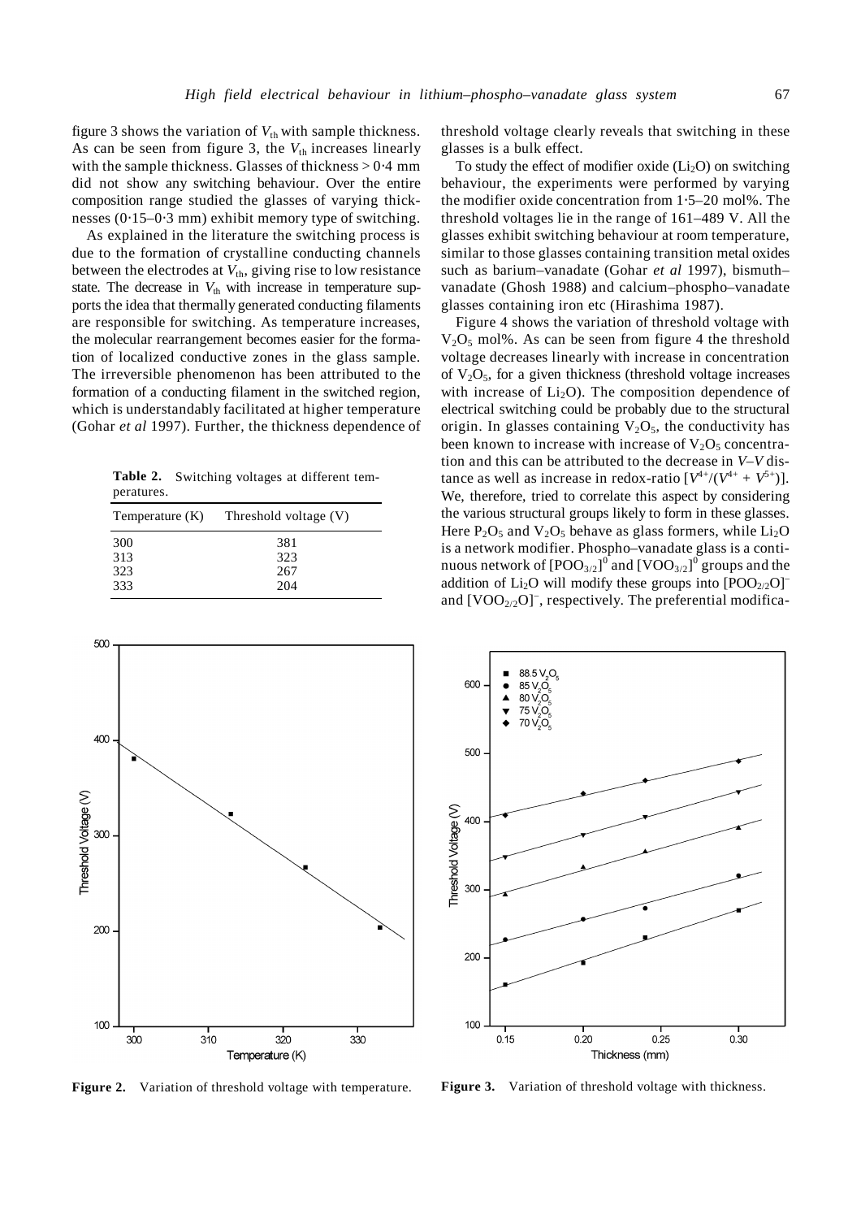figure 3 shows the variation of $V_{th}$ with sample thickness. As can be seen from figure 3, the $V_{th}$ increases linearly with the sample thickness. Glasses of thickness > 0·4 mm did not show any switching behaviour. Over the entire composition range studied the glasses of varying thicknesses (0·15–0·3 mm) exhibit memory type of switching.

As explained in the literature the switching process is due to the formation of crystalline conducting channels between the electrodes at $V_{th}$, giving rise to low resistance state. The decrease in $V_{th}$ with increase in temperature supports the idea that thermally generated conducting filaments are responsible for switching. As temperature increases, the molecular rearrangement becomes easier for the formation of localized conductive zones in the glass sample. The irreversible phenomenon has been attributed to the formation of a conducting filament in the switched region, which is understandably facilitated at higher temperature (Gohar *et al* 1997). Further, the thickness dependence of threshold voltage clearly reveals that switching in these glasses is a bulk effect.

**Table 2.** Switching voltages at different temperatures.

| Temperature (K) | Threshold voltage (V) |
|---|---|
| 300 | 381 |
| 313 | 323 |
| 323 | 267 |
| 333 | 204 |

To study the effect of modifier oxide ($Li_2O$) on switching behaviour, the experiments were performed by varying the modifier oxide concentration from 1·5–20 mol%. The threshold voltages lie in the range of 161–489 V. All the glasses exhibit switching behaviour at room temperature, similar to those glasses containing transition metal oxides such as barium–vanadate (Gohar *et al* 1997), bismuth–vanadate (Ghosh 1988) and calcium–phospho–vanadate glasses containing iron etc (Hirashima 1987).

Figure 4 shows the variation of threshold voltage with $V_2O_5$ mol%. As can be seen from figure 4 the threshold voltage decreases linearly with increase in concentration of $V_2O_5$, for a given thickness (threshold voltage increases with increase of $Li_2O$). The composition dependence of electrical switching could be probably due to the structural origin. In glasses containing $V_2O_5$, the conductivity has been known to increase with increase of $V_2O_5$ concentration and this can be attributed to the decrease in *V–V* distance as well as increase in redox-ratio $[V^{4+}/(V^{4+} + V^{5+})]$. We, therefore, tried to correlate this aspect by considering the various structural groups likely to form in these glasses. Here $P_2O_5$ and $V_2O_5$ behave as glass formers, while $Li_2O$ is a network modifier. Phospho–vanadate glass is a continuous network of $[POO_{3/2}]^0$ and $[VOO_{3/2}]^0$ groups and the addition of $Li_2O$ will modify these groups into $[POO_{2/2}O]^-$ and $[VOO_{2/2}O]^-$, respectively. The preferential modifica-

**Figure 2.** Variation of threshold voltage with temperature.

**Figure 3.** Variation of threshold voltage with thickness.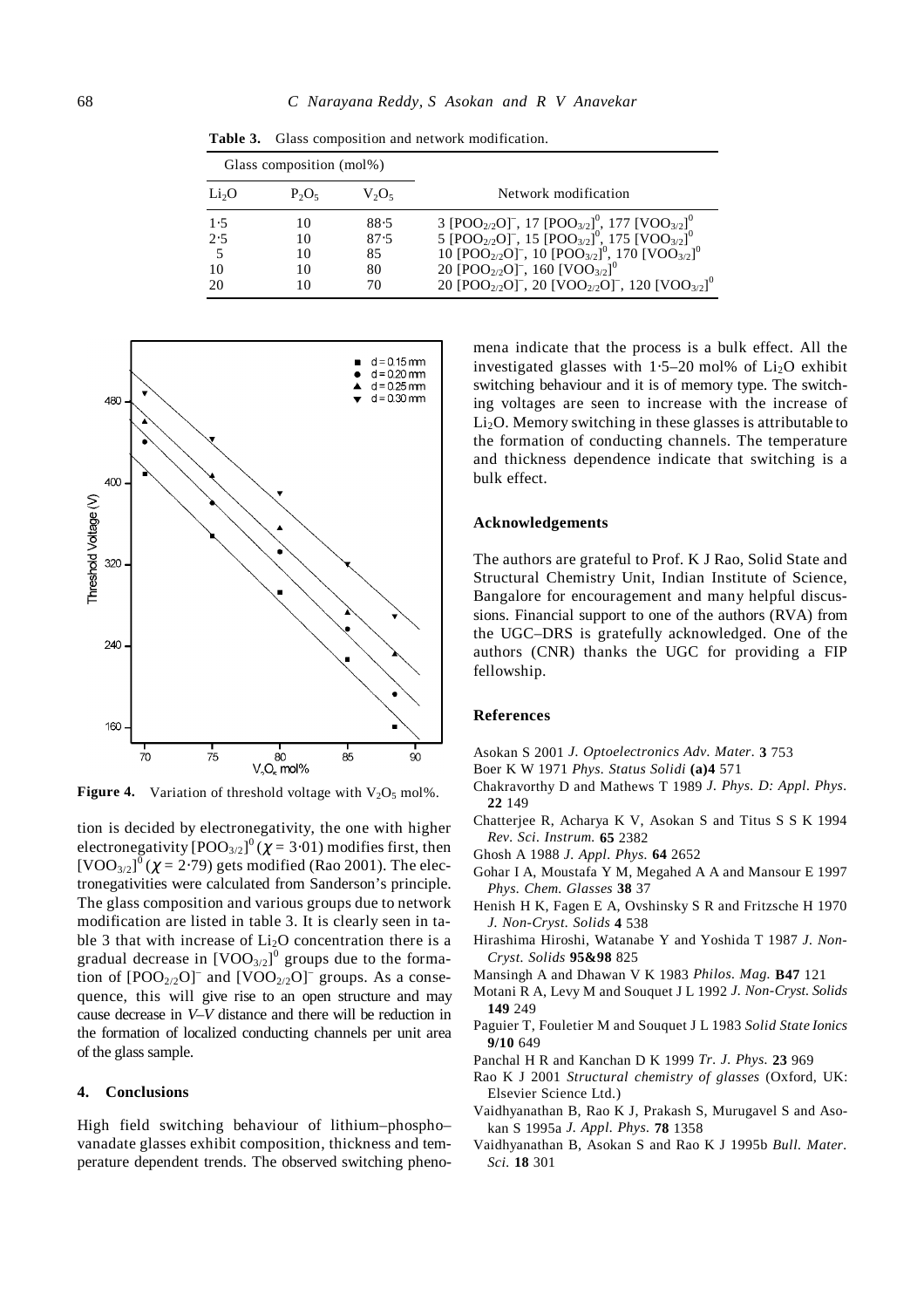**Table 3.** Glass composition and network modification.

| Glass composition (mol%) | | | Network modification |
|---|---|---|---|
| $Li_2O$ | $P_2O_5$ | $V_2O_5$ | |
| 1·5 | 10 | 88·5 | 3 $[POO_{2/2}O]^-$, 17 $[POO_{3/2}]^0$, 177 $[VOO_{3/2}]^0$ |
| 2·5 | 10 | 87·5 | 5 $[POO_{2/2}O]^-$, 15 $[POO_{3/2}]^0$, 175 $[VOO_{3/2}]^0$ |
| 5 | 10 | 85 | 10 $[POO_{2/2}O]^-$, 10 $[POO_{3/2}]^0$, 170 $[VOO_{3/2}]^0$ |
| 10 | 10 | 80 | 20 $[POO_{2/2}O]^-$, 160 $[VOO_{3/2}]^0$ |
| 20 | 10 | 70 | 20 $[POO_{2/2}O]^-$, 20 $[VOO_{2/2}O]^-$, 120 $[VOO_{3/2}]^0$ |

d = 0.15 mm
d = 0.20 mm
d = 0.25 mm
d = 0.30 mm

Threshold Voltage (V)

160
240
320
400
480

70
75
80
85
90

$V_2O_5$ mol%

**Figure 4.** Variation of threshold voltage with $V_2O_5$ mol%.

tion is decided by electronegativity, the one with higher electronegativity $[POO_{3/2}]^0$ ($\chi$ = 3·01) modifies first, then $[VOO_{3/2}]^0$ ($\chi$ = 2·79) gets modified (Rao 2001). The electronegativities were calculated from Sanderson's principle. The glass composition and various groups due to network modification are listed in table 3. It is clearly seen in table 3 that with increase of $Li_2O$ concentration there is a gradual decrease in $[VOO_{3/2}]^0$ groups due to the formation of $[POO_{2/2}O]^-$ and $[VOO_{2/2}O]^-$ groups. As a consequence, this will give rise to an open structure and may cause decrease in *V–V* distance and there will be reduction in the formation of localized conducting channels per unit area of the glass sample.

## 4. Conclusions

High field switching behaviour of lithium–phospho–vanadate glasses exhibit composition, thickness and temperature dependent trends. The observed switching phenomena indicate that the process is a bulk effect. All the investigated glasses with 1·5–20 mol% of $Li_2O$ exhibit switching behaviour and it is of memory type. The switching voltages are seen to increase with the increase of $Li_2O$. Memory switching in these glasses is attributable to the formation of conducting channels. The temperature and thickness dependence indicate that switching is a bulk effect.

## Acknowledgements

The authors are grateful to Prof. K J Rao, Solid State and Structural Chemistry Unit, Indian Institute of Science, Bangalore for encouragement and many helpful discussions. Financial support to one of the authors (RVA) from the UGC–DRS is gratefully acknowledged. One of the authors (CNR) thanks the UGC for providing a FIP fellowship.

## References

Asokan S 2001 *J. Optoelectronics Adv. Mater.* **3** 753

Boer K W 1971 *Phys. Status Solidi* **(a)4** 571

Chakravorthy D and Mathews T 1989 *J. Phys. D: Appl. Phys.* **22** 149

Chatterjee R, Acharya K V, Asokan S and Titus S S K 1994 *Rev. Sci. Instrum.* **65** 2382

Ghosh A 1988 *J. Appl. Phys.* **64** 2652

Gohar I A, Moustafa Y M, Megahed A A and Mansour E 1997 *Phys. Chem. Glasses* **38** 37

Henish H K, Fagen E A, Ovshinsky S R and Fritzsche H 1970 *J. Non-Cryst. Solids* **4** 538

Hirashima Hiroshi, Watanabe Y and Yoshida T 1987 *J. Non-Cryst. Solids* **95&98** 825

Mansingh A and Dhawan V K 1983 *Philos. Mag.* **B47** 121

Motani R A, Levy M and Souquet J L 1992 *J. Non-Cryst. Solids* **149** 249

Paguier T, Fouletier M and Souquet J L 1983 *Solid State Ionics* **9/10** 649

Panchal H R and Kanchan D K 1999 *Tr. J. Phys.* **23** 969

Rao K J 2001 *Structural chemistry of glasses* (Oxford, UK: Elsevier Science Ltd.)

Vaidhyanathan B, Rao K J, Prakash S, Murugavel S and Asokan S 1995a *J. Appl. Phys.* **78** 1358

Vaidhyanathan B, Asokan S and Rao K J 1995b *Bull. Mater. Sci.* **18** 301